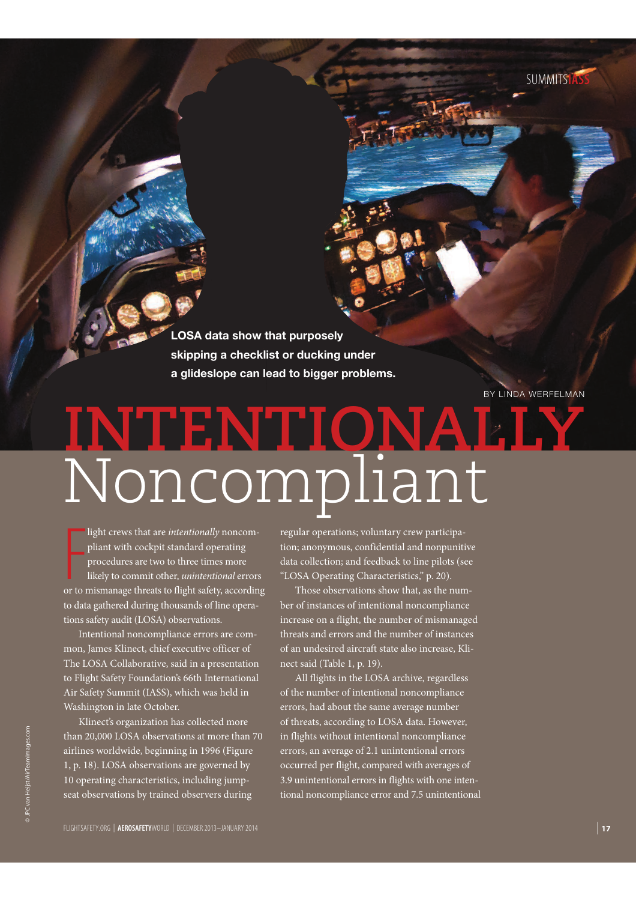# INTENTIONALLY Noncompliant

**LOSA data show that purposely skipping a checklist or ducking under a glideslope can lead to bigger problems.**

BY LINDA WERFELMAN

Flight crews that are *intentionally* noncompliant with cockpit standard operating procedures are two to three times more likely to commit other, *unintentional* errors or to mismanage threats to flight safety, according to data gathered during thousands of line operations safety audit (LOSA) observations.

Intentional noncompliance errors are common, James Klinect, chief executive officer of The LOSA Collaborative, said in a presentation to Flight Safety Foundation's 66th International Air Safety Summit (IASS), which was held in Washington in late October.

Klinect's organization has collected more than 20,000 LOSA observations at more than 70 airlines worldwide, beginning in 1996 (Figure 1, p. 18). LOSA observations are governed by 10 operating characteristics, including jump-seat observations by trained observers during regular operations; voluntary crew participation; anonymous, confidential and nonpunitive data collection; and feedback to line pilots (see "LOSA Operating Characteristics," p. 20).

Those observations show that, as the number of instances of intentional noncompliance increase on a flight, the number of mismanaged threats and errors and the number of instances of an undesired aircraft state also increase, Klinect said (Table 1, p. 19).

All flights in the LOSA archive, regardless of the number of intentional noncompliance errors, had about the same average number of threats, according to LOSA data. However, in flights without intentional noncompliance errors, an average of 2.1 unintentional errors occurred per flight, compared with averages of 3.9 unintentional errors in flights with one intentional noncompliance error and 7.5 unintentional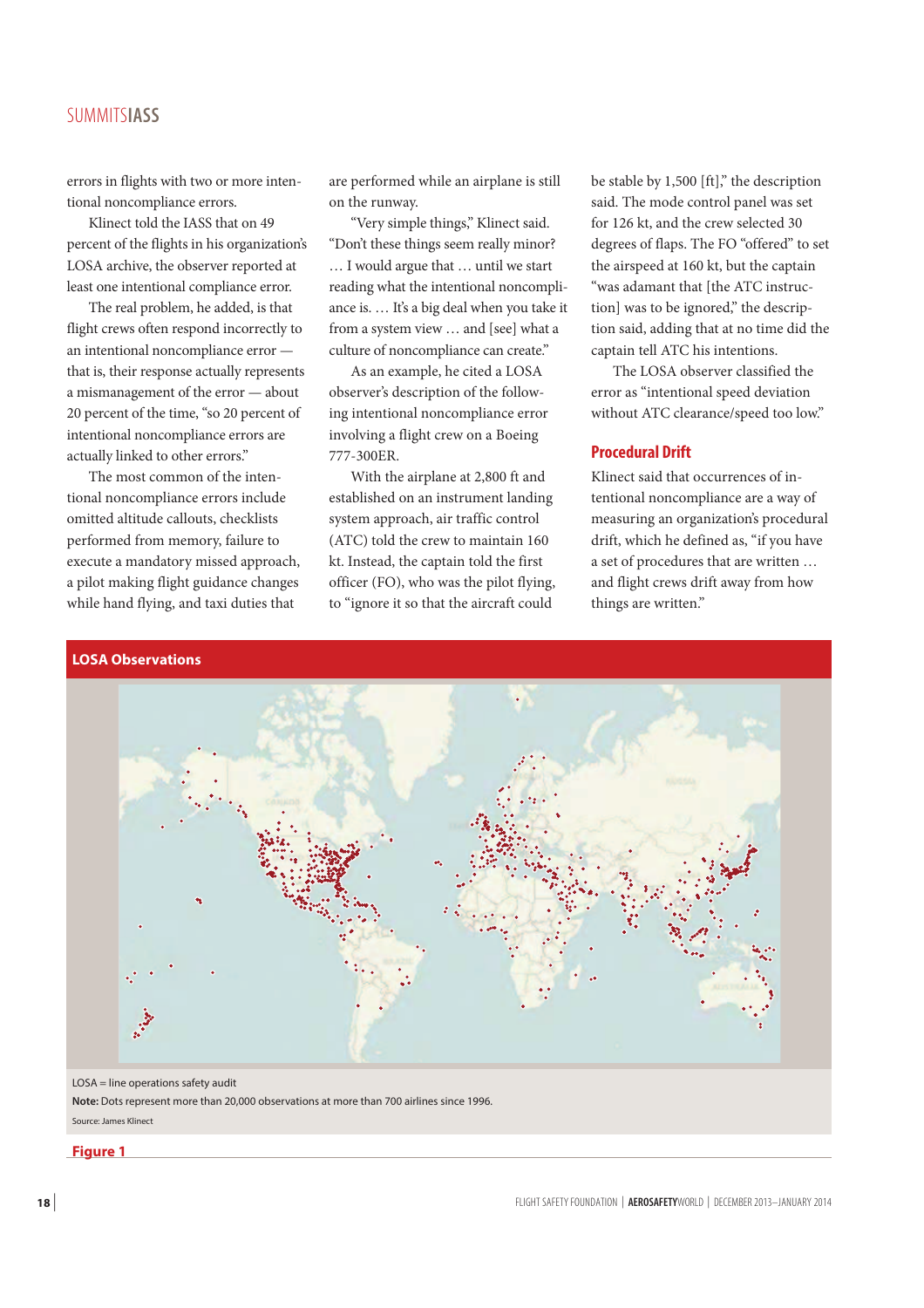errors in flights with two or more intentional noncompliance errors.

Klinect told the IASS that on 49 percent of the flights in his organization's LOSA archive, the observer reported at least one intentional compliance error.

The real problem, he added, is that flight crews often respond incorrectly to an intentional noncompliance error — that is, their response actually represents a mismanagement of the error — about 20 percent of the time, "so 20 percent of intentional noncompliance errors are actually linked to other errors."

The most common of the intentional noncompliance errors include omitted altitude callouts, checklists performed from memory, failure to execute a mandatory missed approach, a pilot making flight guidance changes while hand flying, and taxi duties that are performed while an airplane is still on the runway.

"Very simple things," Klinect said. "Don't these things seem really minor? … I would argue that … until we start reading what the intentional noncompliance is. … It's a big deal when you take it from a system view … and [see] what a culture of noncompliance can create."

As an example, he cited a LOSA observer's description of the following intentional noncompliance error involving a flight crew on a Boeing 777-300ER.

With the airplane at 2,800 ft and established on an instrument landing system approach, air traffic control (ATC) told the crew to maintain 160 kt. Instead, the captain told the first officer (FO), who was the pilot flying, to "ignore it so that the aircraft could be stable by 1,500 [ft]," the description said. The mode control panel was set for 126 kt, and the crew selected 30 degrees of flaps. The FO "offered" to set the airspeed at 160 kt, but the captain "was adamant that [the ATC instruction] was to be ignored," the description said, adding that at no time did the captain tell ATC his intentions.

The LOSA observer classified the error as "intentional speed deviation without ATC clearance/speed too low."

## Procedural Drift

Klinect said that occurrences of intentional noncompliance are a way of measuring an organization's procedural drift, which he defined as, "if you have a set of procedures that are written … and flight crews drift away from how things are written."

**LOSA Observations**

LOSA = line operations safety audit

**Note:** Dots represent more than 20,000 observations at more than 700 airlines since 1996.

Source: James Klinect

**Figure 1**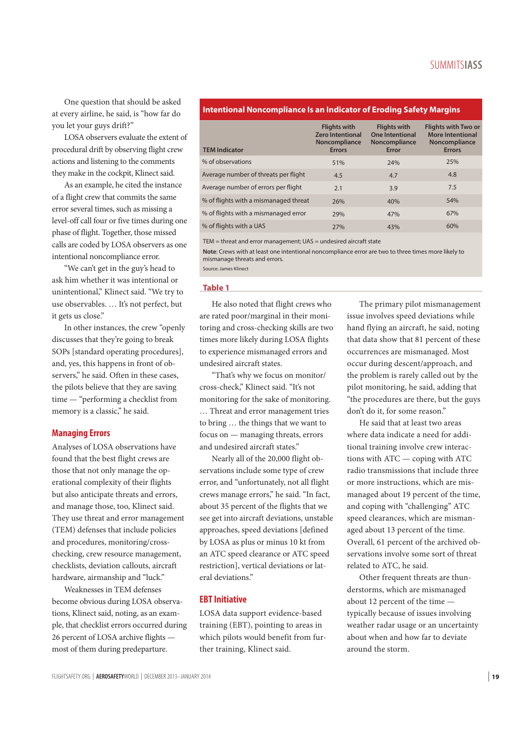One question that should be asked at every airline, he said, is "how far do you let your guys drift?"

LOSA observers evaluate the extent of procedural drift by observing flight crew actions and listening to the comments they make in the cockpit, Klinect said.

As an example, he cited the instance of a flight crew that commits the same error several times, such as missing a level-off call four or five times during one phase of flight. Together, those missed calls are coded by LOSA observers as one intentional noncompliance error.

"We can't get in the guy's head to ask him whether it was intentional or unintentional," Klinect said. "We try to use observables. … It's not perfect, but it gets us close."

In other instances, the crew "openly discusses that they're going to break SOPs [standard operating procedures], and, yes, this happens in front of observers," he said. Often in these cases, the pilots believe that they are saving time — "performing a checklist from memory is a classic," he said.

## Managing Errors

Analyses of LOSA observations have found that the best flight crews are those that not only manage the operational complexity of their flights but also anticipate threats and errors, and manage those, too, Klinect said. They use threat and error management (TEM) defenses that include policies and procedures, monitoring/cross-checking, crew resource management, checklists, deviation callouts, aircraft hardware, airmanship and "luck."

Weaknesses in TEM defenses become obvious during LOSA observations, Klinect said, noting, as an example, that checklist errors occurred during 26 percent of LOSA archive flights — most of them during predeparture.

**Intentional Noncompliance Is an Indicator of Eroding Safety Margins**

| TEM Indicator | Flights with Zero Intentional Noncompliance Errors | Flights with One Intentional Noncompliance Error | Flights with Two or More Intentional Noncompliance Errors |
|---|---|---|---|
| % of observations | 51% | 24% | 25% |
| Average number of threats per flight | 4.5 | 4.7 | 4.8 |
| Average number of errors per flight | 2.1 | 3.9 | 7.5 |
| % of flights with a mismanaged threat | 26% | 40% | 54% |
| % of flights with a mismanaged error | 29% | 47% | 67% |
| % of flights with a UAS | 27% | 43% | 60% |

TEM = threat and error management; UAS = undesired aircraft state

**Note:** Crews with at least one intentional noncompliance error are two to three times more likely to mismanage threats and errors.

Source: James Klinect

**Table 1**

He also noted that flight crews who are rated poor/marginal in their monitoring and cross-checking skills are two times more likely during LOSA flights to experience mismanaged errors and undesired aircraft states.

"That's why we focus on monitor/cross-check," Klinect said. "It's not monitoring for the sake of monitoring. … Threat and error management tries to bring … the things that we want to focus on — managing threats, errors and undesired aircraft states."

Nearly all of the 20,000 flight observations include some type of crew error, and "unfortunately, not all flight crews manage errors," he said. "In fact, about 35 percent of the flights that we see get into aircraft deviations, unstable approaches, speed deviations [defined by LOSA as plus or minus 10 kt from an ATC speed clearance or ATC speed restriction], vertical deviations or lateral deviations."

## EBT Initiative

LOSA data support evidence-based training (EBT), pointing to areas in which pilots would benefit from further training, Klinect said.

The primary pilot mismanagement issue involves speed deviations while hand flying an aircraft, he said, noting that data show that 81 percent of these occurrences are mismanaged. Most occur during descent/approach, and the problem is rarely called out by the pilot monitoring, he said, adding that "the procedures are there, but the guys don't do it, for some reason."

He said that at least two areas where data indicate a need for additional training involve crew interactions with ATC — coping with ATC radio transmissions that include three or more instructions, which are mismanaged about 19 percent of the time, and coping with "challenging" ATC speed clearances, which are mismanaged about 13 percent of the time. Overall, 61 percent of the archived observations involve some sort of threat related to ATC, he said.

Other frequent threats are thunderstorms, which are mismanaged about 12 percent of the time — typically because of issues involving weather radar usage or an uncertainty about when and how far to deviate around the storm.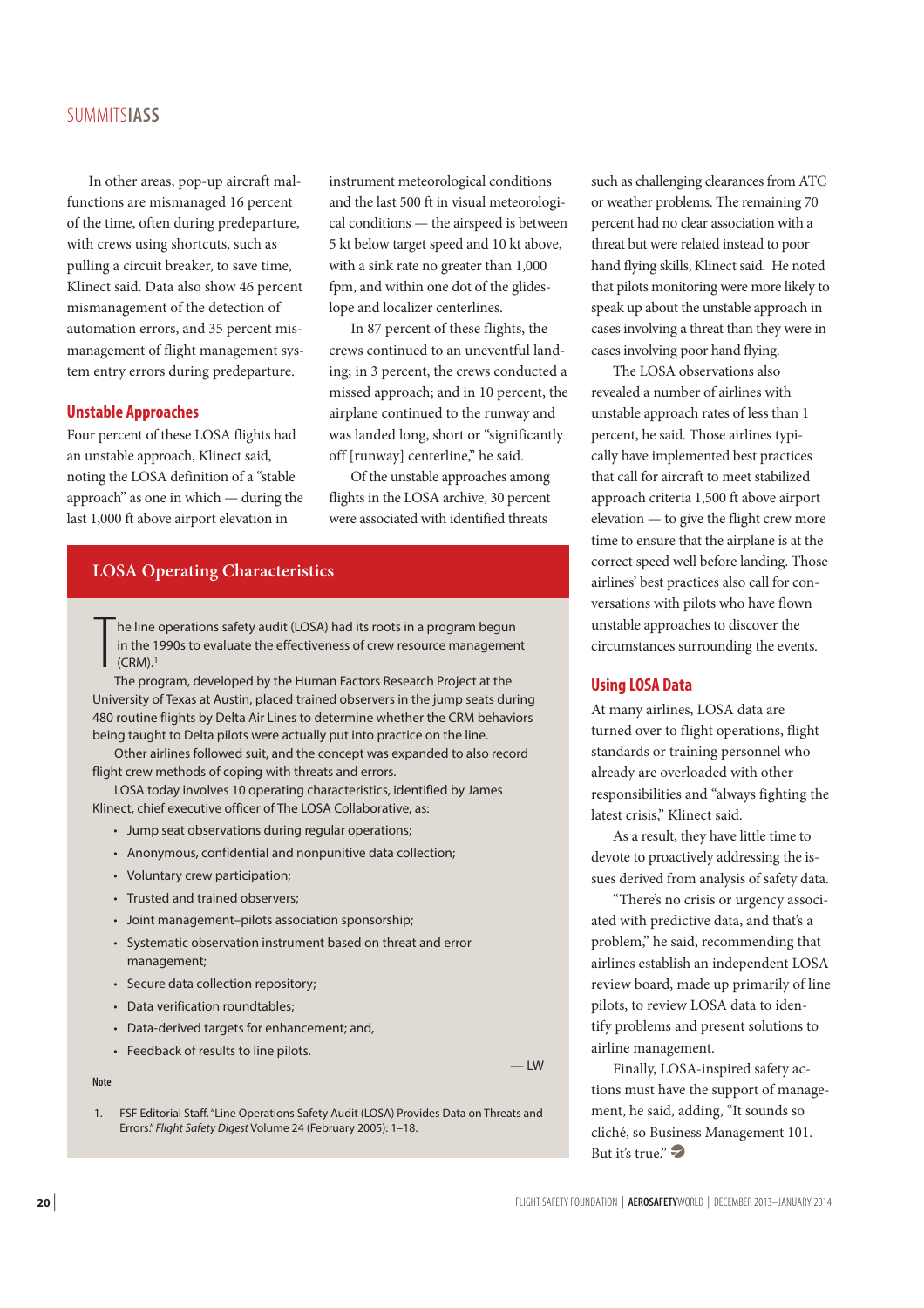In other areas, pop-up aircraft malfunctions are mismanaged 16 percent of the time, often during predeparture, with crews using shortcuts, such as pulling a circuit breaker, to save time, Klinect said. Data also show 46 percent mismanagement of the detection of automation errors, and 35 percent mismanagement of flight management system entry errors during predeparture.

## Unstable Approaches

Four percent of these LOSA flights had an unstable approach, Klinect said, noting the LOSA definition of a "stable approach" as one in which — during the last 1,000 ft above airport elevation in instrument meteorological conditions and the last 500 ft in visual meteorological conditions — the airspeed is between 5 kt below target speed and 10 kt above, with a sink rate no greater than 1,000 fpm, and within one dot of the glideslope and localizer centerlines.

In 87 percent of these flights, the crews continued to an uneventful landing; in 3 percent, the crews conducted a missed approach; and in 10 percent, the airplane continued to the runway and was landed long, short or "significantly off [runway] centerline," he said.

Of the unstable approaches among flights in the LOSA archive, 30 percent were associated with identified threats such as challenging clearances from ATC or weather problems. The remaining 70 percent had no clear association with a threat but were related instead to poor hand flying skills, Klinect said. He noted that pilots monitoring were more likely to speak up about the unstable approach in cases involving a threat than they were in cases involving poor hand flying.

The LOSA observations also revealed a number of airlines with unstable approach rates of less than 1 percent, he said. Those airlines typically have implemented best practices that call for aircraft to meet stabilized approach criteria 1,500 ft above airport elevation — to give the flight crew more time to ensure that the airplane is at the correct speed well before landing. Those airlines' best practices also call for conversations with pilots who have flown unstable approaches to discover the circumstances surrounding the events.

## Using LOSA Data

At many airlines, LOSA data are turned over to flight operations, flight standards or training personnel who already are overloaded with other responsibilities and "always fighting the latest crisis," Klinect said.

As a result, they have little time to devote to proactively addressing the issues derived from analysis of safety data.

"There's no crisis or urgency associated with predictive data, and that's a problem," he said, recommending that airlines establish an independent LOSA review board, made up primarily of line pilots, to review LOSA data to identify problems and present solutions to airline management.

Finally, LOSA-inspired safety actions must have the support of management, he said, adding, "It sounds so cliché, so Business Management 101. But it's true."

---

## LOSA Operating Characteristics

The line operations safety audit (LOSA) had its roots in a program begun in the 1990s to evaluate the effectiveness of crew resource management (CRM).[1]

The program, developed by the Human Factors Research Project at the University of Texas at Austin, placed trained observers in the jump seats during 480 routine flights by Delta Air Lines to determine whether the CRM behaviors being taught to Delta pilots were actually put into practice on the line.

Other airlines followed suit, and the concept was expanded to also record flight crew methods of coping with threats and errors.

LOSA today involves 10 operating characteristics, identified by James Klinect, chief executive officer of The LOSA Collaborative, as:

- Jump seat observations during regular operations;
- Anonymous, confidential and nonpunitive data collection;
- Voluntary crew participation;
- Trusted and trained observers;
- Joint management–pilots association sponsorship;
- Systematic observation instrument based on threat and error management;
- Secure data collection repository;
- Data verification roundtables;
- Data-derived targets for enhancement; and,
- Feedback of results to line pilots.

— LW

**Note**

1. FSF Editorial Staff. "Line Operations Safety Audit (LOSA) Provides Data on Threats and Errors." *Flight Safety Digest* Volume 24 (February 2005): 1–18.